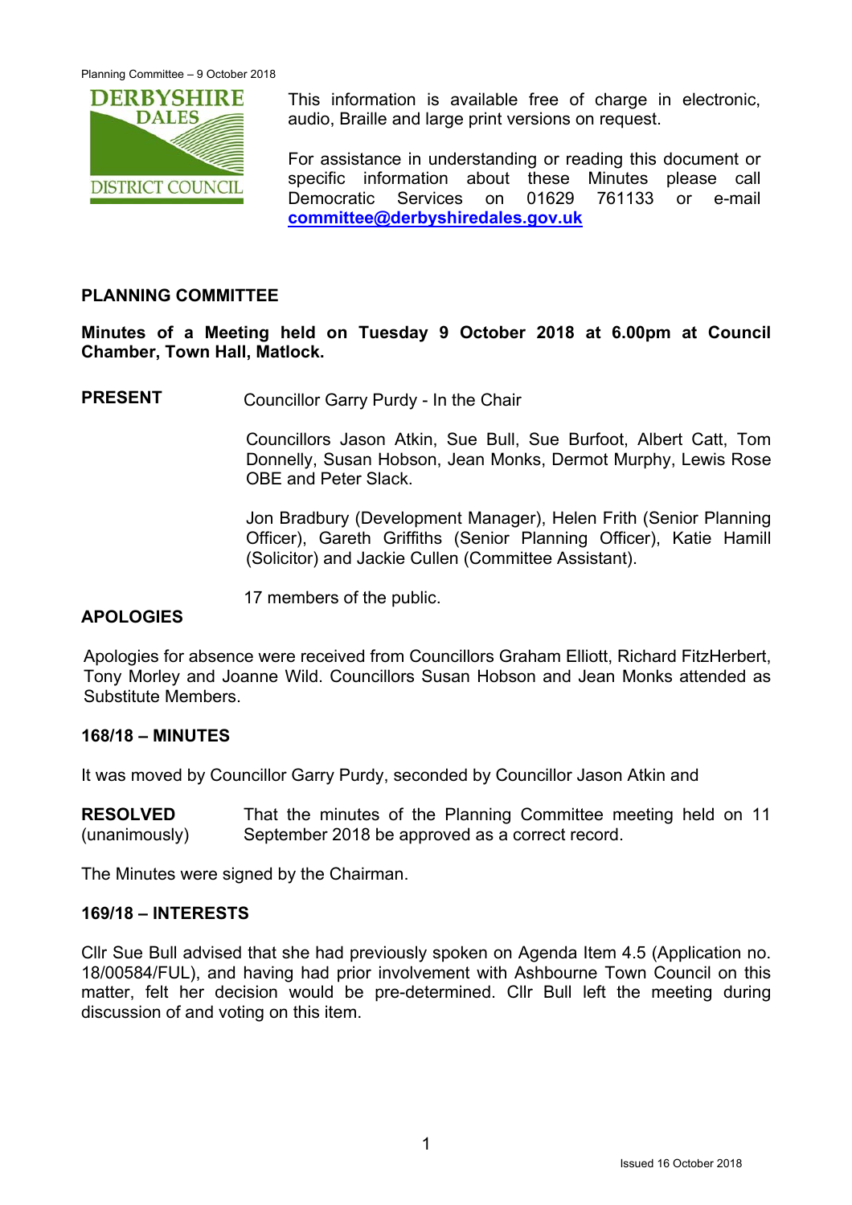This information is available free of charge in electronic, audio, Braille and large print versions on request.

For assistance in understanding or reading this document or specific information about these Minutes please call Democratic Services on 01629 761133 or e-mail **committee@derbyshiredales.gov.uk**

## PLANNING COMMITTEE

**Minutes of a Meeting held on Tuesday 9 October 2018 at 6.00pm at Council Chamber, Town Hall, Matlock.**

**PRESENT**

Councillor Garry Purdy - In the Chair

Councillors Jason Atkin, Sue Bull, Sue Burfoot, Albert Catt, Tom Donnelly, Susan Hobson, Jean Monks, Dermot Murphy, Lewis Rose OBE and Peter Slack.

Jon Bradbury (Development Manager), Helen Frith (Senior Planning Officer), Gareth Griffiths (Senior Planning Officer), Katie Hamill (Solicitor) and Jackie Cullen (Committee Assistant).

17 members of the public.

**APOLOGIES**

Apologies for absence were received from Councillors Graham Elliott, Richard FitzHerbert, Tony Morley and Joanne Wild. Councillors Susan Hobson and Jean Monks attended as Substitute Members.

### 168/18 – MINUTES

It was moved by Councillor Garry Purdy, seconded by Councillor Jason Atkin and

**RESOLVED** (unanimously) That the minutes of the Planning Committee meeting held on 11 September 2018 be approved as a correct record.

The Minutes were signed by the Chairman.

### 169/18 – INTERESTS

Cllr Sue Bull advised that she had previously spoken on Agenda Item 4.5 (Application no. 18/00584/FUL), and having had prior involvement with Ashbourne Town Council on this matter, felt her decision would be pre-determined. Cllr Bull left the meeting during discussion of and voting on this item.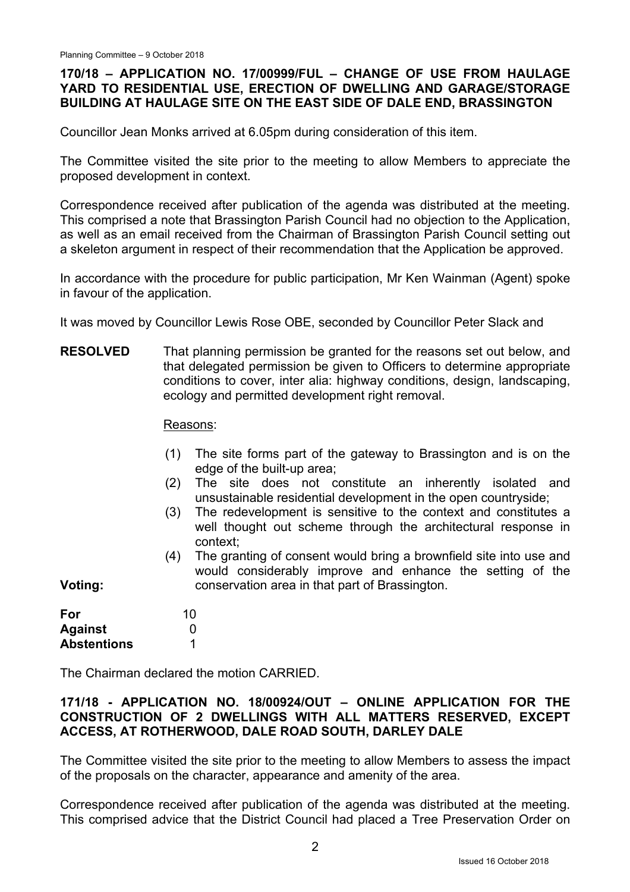**170/18 – APPLICATION NO. 17/00999/FUL – CHANGE OF USE FROM HAULAGE YARD TO RESIDENTIAL USE, ERECTION OF DWELLING AND GARAGE/STORAGE BUILDING AT HAULAGE SITE ON THE EAST SIDE OF DALE END, BRASSINGTON**

Councillor Jean Monks arrived at 6.05pm during consideration of this item.

The Committee visited the site prior to the meeting to allow Members to appreciate the proposed development in context.

Correspondence received after publication of the agenda was distributed at the meeting. This comprised a note that Brassington Parish Council had no objection to the Application, as well as an email received from the Chairman of Brassington Parish Council setting out a skeleton argument in respect of their recommendation that the Application be approved.

In accordance with the procedure for public participation, Mr Ken Wainman (Agent) spoke in favour of the application.

It was moved by Councillor Lewis Rose OBE, seconded by Councillor Peter Slack and

**RESOLVED** That planning permission be granted for the reasons set out below, and that delegated permission be given to Officers to determine appropriate conditions to cover, inter alia: highway conditions, design, landscaping, ecology and permitted development right removal.

Reasons:

(1) The site forms part of the gateway to Brassington and is on the edge of the built-up area;
(2) The site does not constitute an inherently isolated and unsustainable residential development in the open countryside;
(3) The redevelopment is sensitive to the context and constitutes a well thought out scheme through the architectural response in context;
(4) The granting of consent would bring a brownfield site into use and would considerably improve and enhance the setting of the conservation area in that part of Brassington.

**Voting:**

| | |
|---|---|
| **For** | 10 |
| **Against** | 0 |
| **Abstentions** | 1 |

The Chairman declared the motion CARRIED.

**171/18 - APPLICATION NO. 18/00924/OUT – ONLINE APPLICATION FOR THE CONSTRUCTION OF 2 DWELLINGS WITH ALL MATTERS RESERVED, EXCEPT ACCESS, AT ROTHERWOOD, DALE ROAD SOUTH, DARLEY DALE**

The Committee visited the site prior to the meeting to allow Members to assess the impact of the proposals on the character, appearance and amenity of the area.

Correspondence received after publication of the agenda was distributed at the meeting. This comprised advice that the District Council had placed a Tree Preservation Order on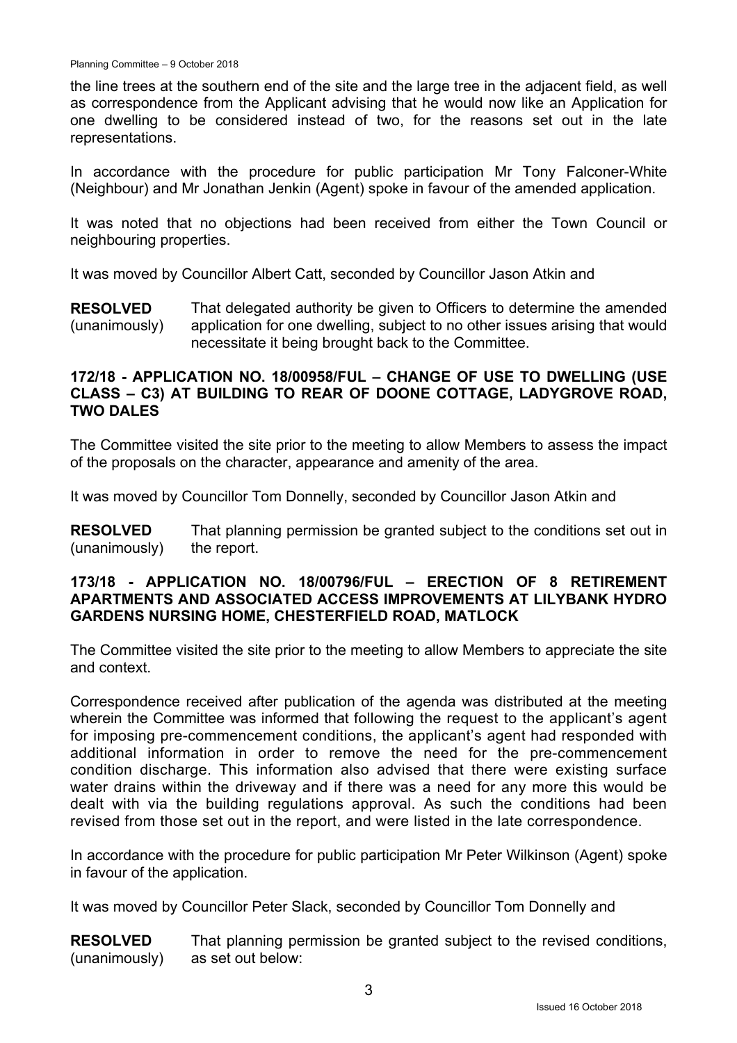the line trees at the southern end of the site and the large tree in the adjacent field, as well as correspondence from the Applicant advising that he would now like an Application for one dwelling to be considered instead of two, for the reasons set out in the late representations.

In accordance with the procedure for public participation Mr Tony Falconer-White (Neighbour) and Mr Jonathan Jenkin (Agent) spoke in favour of the amended application.

It was noted that no objections had been received from either the Town Council or neighbouring properties.

It was moved by Councillor Albert Catt, seconded by Councillor Jason Atkin and

**RESOLVED** (unanimously) That delegated authority be given to Officers to determine the amended application for one dwelling, subject to no other issues arising that would necessitate it being brought back to the Committee.

### 172/18 - APPLICATION NO. 18/00958/FUL – CHANGE OF USE TO DWELLING (USE CLASS – C3) AT BUILDING TO REAR OF DOONE COTTAGE, LADYGROVE ROAD, TWO DALES

The Committee visited the site prior to the meeting to allow Members to assess the impact of the proposals on the character, appearance and amenity of the area.

It was moved by Councillor Tom Donnelly, seconded by Councillor Jason Atkin and

**RESOLVED** (unanimously) That planning permission be granted subject to the conditions set out in the report.

### 173/18 - APPLICATION NO. 18/00796/FUL – ERECTION OF 8 RETIREMENT APARTMENTS AND ASSOCIATED ACCESS IMPROVEMENTS AT LILYBANK HYDRO GARDENS NURSING HOME, CHESTERFIELD ROAD, MATLOCK

The Committee visited the site prior to the meeting to allow Members to appreciate the site and context.

Correspondence received after publication of the agenda was distributed at the meeting wherein the Committee was informed that following the request to the applicant's agent for imposing pre-commencement conditions, the applicant's agent had responded with additional information in order to remove the need for the pre-commencement condition discharge. This information also advised that there were existing surface water drains within the driveway and if there was a need for any more this would be dealt with via the building regulations approval. As such the conditions had been revised from those set out in the report, and were listed in the late correspondence.

In accordance with the procedure for public participation Mr Peter Wilkinson (Agent) spoke in favour of the application.

It was moved by Councillor Peter Slack, seconded by Councillor Tom Donnelly and

**RESOLVED** (unanimously) That planning permission be granted subject to the revised conditions, as set out below: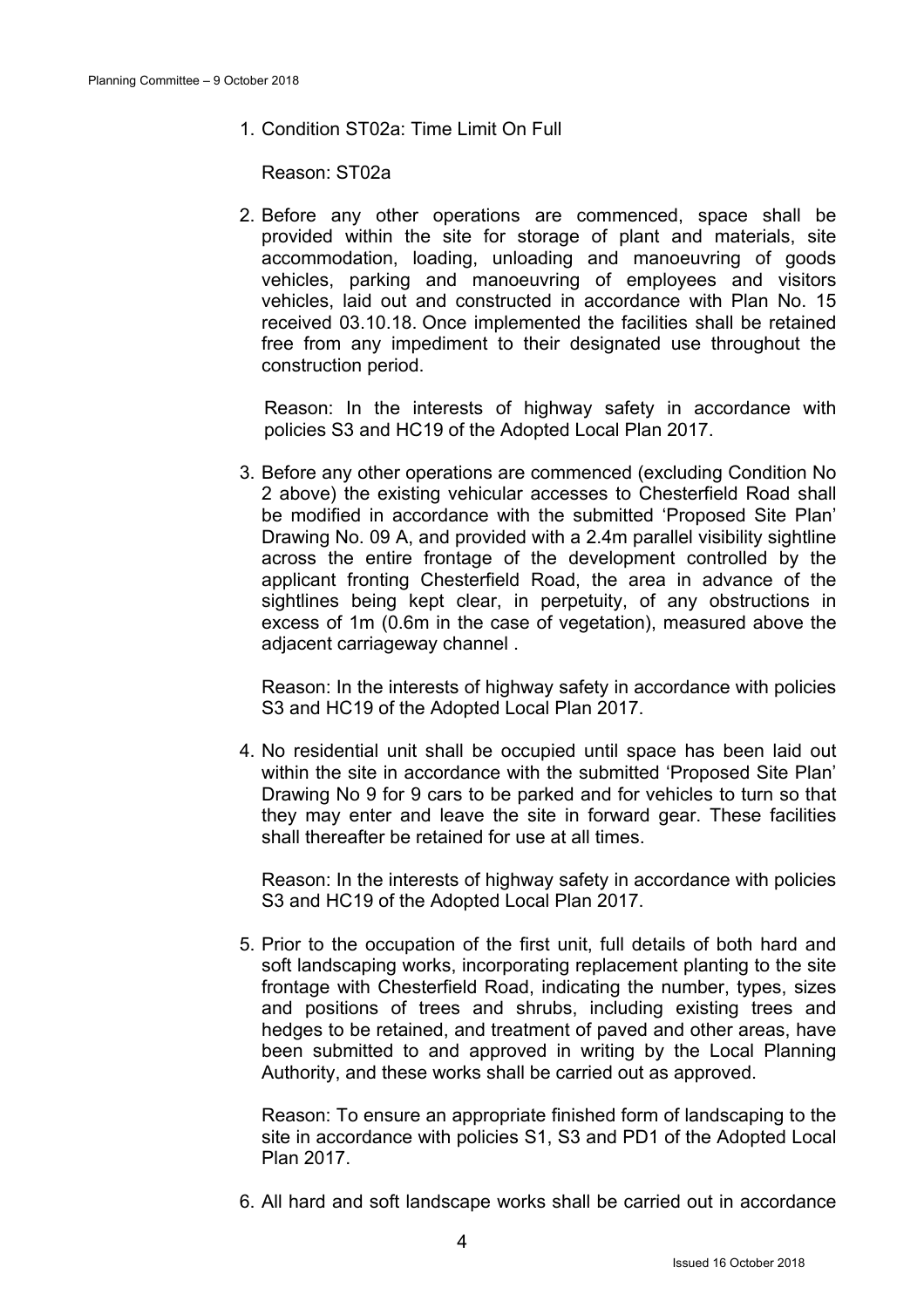1. Condition ST02a: Time Limit On Full

   Reason: ST02a

2. Before any other operations are commenced, space shall be provided within the site for storage of plant and materials, site accommodation, loading, unloading and manoeuvring of goods vehicles, parking and manoeuvring of employees and visitors vehicles, laid out and constructed in accordance with Plan No. 15 received 03.10.18. Once implemented the facilities shall be retained free from any impediment to their designated use throughout the construction period.

   Reason: In the interests of highway safety in accordance with policies S3 and HC19 of the Adopted Local Plan 2017.

3. Before any other operations are commenced (excluding Condition No 2 above) the existing vehicular accesses to Chesterfield Road shall be modified in accordance with the submitted 'Proposed Site Plan' Drawing No. 09 A, and provided with a 2.4m parallel visibility sightline across the entire frontage of the development controlled by the applicant fronting Chesterfield Road, the area in advance of the sightlines being kept clear, in perpetuity, of any obstructions in excess of 1m (0.6m in the case of vegetation), measured above the adjacent carriageway channel .

   Reason: In the interests of highway safety in accordance with policies S3 and HC19 of the Adopted Local Plan 2017.

4. No residential unit shall be occupied until space has been laid out within the site in accordance with the submitted 'Proposed Site Plan' Drawing No 9 for 9 cars to be parked and for vehicles to turn so that they may enter and leave the site in forward gear. These facilities shall thereafter be retained for use at all times.

   Reason: In the interests of highway safety in accordance with policies S3 and HC19 of the Adopted Local Plan 2017.

5. Prior to the occupation of the first unit, full details of both hard and soft landscaping works, incorporating replacement planting to the site frontage with Chesterfield Road, indicating the number, types, sizes and positions of trees and shrubs, including existing trees and hedges to be retained, and treatment of paved and other areas, have been submitted to and approved in writing by the Local Planning Authority, and these works shall be carried out as approved.

   Reason: To ensure an appropriate finished form of landscaping to the site in accordance with policies S1, S3 and PD1 of the Adopted Local Plan 2017.

6. All hard and soft landscape works shall be carried out in accordance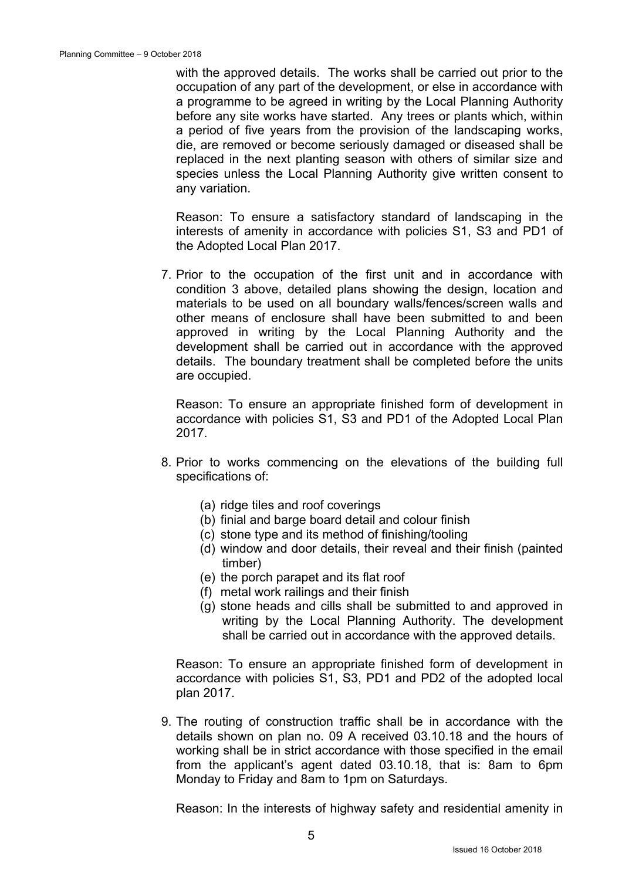with the approved details. The works shall be carried out prior to the occupation of any part of the development, or else in accordance with a programme to be agreed in writing by the Local Planning Authority before any site works have started. Any trees or plants which, within a period of five years from the provision of the landscaping works, die, are removed or become seriously damaged or diseased shall be replaced in the next planting season with others of similar size and species unless the Local Planning Authority give written consent to any variation.

Reason: To ensure a satisfactory standard of landscaping in the interests of amenity in accordance with policies S1, S3 and PD1 of the Adopted Local Plan 2017.

7. Prior to the occupation of the first unit and in accordance with condition 3 above, detailed plans showing the design, location and materials to be used on all boundary walls/fences/screen walls and other means of enclosure shall have been submitted to and been approved in writing by the Local Planning Authority and the development shall be carried out in accordance with the approved details. The boundary treatment shall be completed before the units are occupied.

   Reason: To ensure an appropriate finished form of development in accordance with policies S1, S3 and PD1 of the Adopted Local Plan 2017.

8. Prior to works commencing on the elevations of the building full specifications of:

   (a) ridge tiles and roof coverings
   (b) finial and barge board detail and colour finish
   (c) stone type and its method of finishing/tooling
   (d) window and door details, their reveal and their finish (painted timber)
   (e) the porch parapet and its flat roof
   (f) metal work railings and their finish
   (g) stone heads and cills shall be submitted to and approved in writing by the Local Planning Authority. The development shall be carried out in accordance with the approved details.

   Reason: To ensure an appropriate finished form of development in accordance with policies S1, S3, PD1 and PD2 of the adopted local plan 2017.

9. The routing of construction traffic shall be in accordance with the details shown on plan no. 09 A received 03.10.18 and the hours of working shall be in strict accordance with those specified in the email from the applicant's agent dated 03.10.18, that is: 8am to 6pm Monday to Friday and 8am to 1pm on Saturdays.

   Reason: In the interests of highway safety and residential amenity in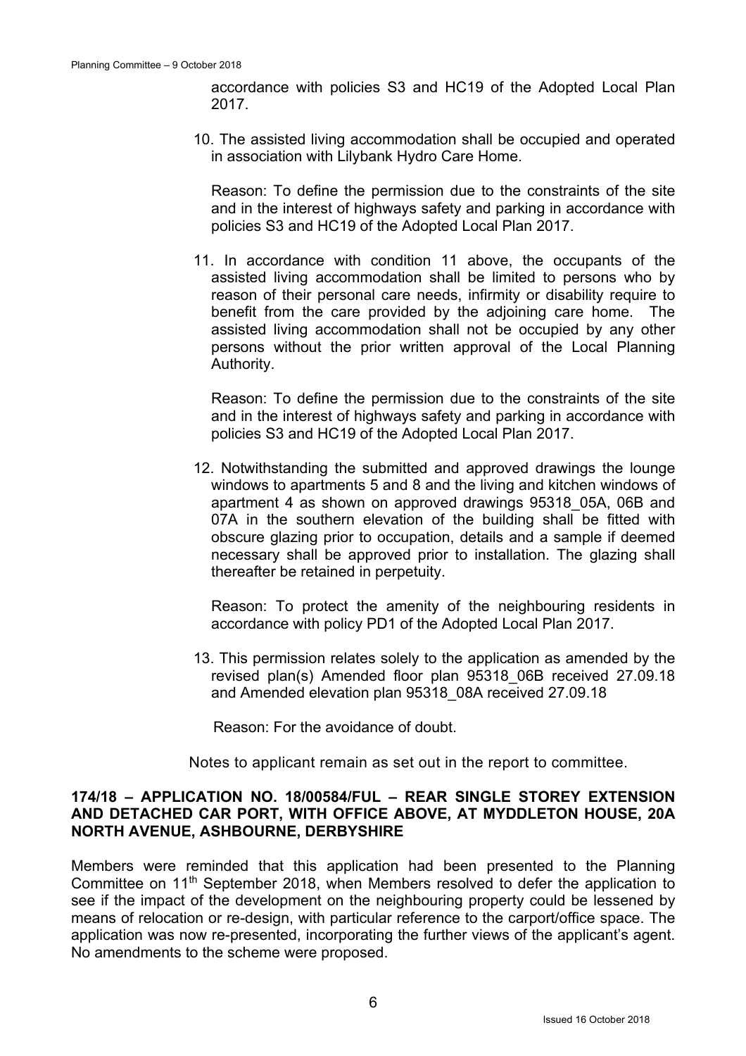accordance with policies S3 and HC19 of the Adopted Local Plan 2017.

10. The assisted living accommodation shall be occupied and operated in association with Lilybank Hydro Care Home.

    Reason: To define the permission due to the constraints of the site and in the interest of highways safety and parking in accordance with policies S3 and HC19 of the Adopted Local Plan 2017.

11. In accordance with condition 11 above, the occupants of the assisted living accommodation shall be limited to persons who by reason of their personal care needs, infirmity or disability require to benefit from the care provided by the adjoining care home. The assisted living accommodation shall not be occupied by any other persons without the prior written approval of the Local Planning Authority.

    Reason: To define the permission due to the constraints of the site and in the interest of highways safety and parking in accordance with policies S3 and HC19 of the Adopted Local Plan 2017.

12. Notwithstanding the submitted and approved drawings the lounge windows to apartments 5 and 8 and the living and kitchen windows of apartment 4 as shown on approved drawings 95318_05A, 06B and 07A in the southern elevation of the building shall be fitted with obscure glazing prior to occupation, details and a sample if deemed necessary shall be approved prior to installation. The glazing shall thereafter be retained in perpetuity.

    Reason: To protect the amenity of the neighbouring residents in accordance with policy PD1 of the Adopted Local Plan 2017.

13. This permission relates solely to the application as amended by the revised plan(s) Amended floor plan 95318_06B received 27.09.18 and Amended elevation plan 95318_08A received 27.09.18

    Reason: For the avoidance of doubt.

Notes to applicant remain as set out in the report to committee.

**174/18 – APPLICATION NO. 18/00584/FUL – REAR SINGLE STOREY EXTENSION AND DETACHED CAR PORT, WITH OFFICE ABOVE, AT MYDDLETON HOUSE, 20A NORTH AVENUE, ASHBOURNE, DERBYSHIRE**

Members were reminded that this application had been presented to the Planning Committee on 11th September 2018, when Members resolved to defer the application to see if the impact of the development on the neighbouring property could be lessened by means of relocation or re-design, with particular reference to the carport/office space. The application was now re-presented, incorporating the further views of the applicant's agent. No amendments to the scheme were proposed.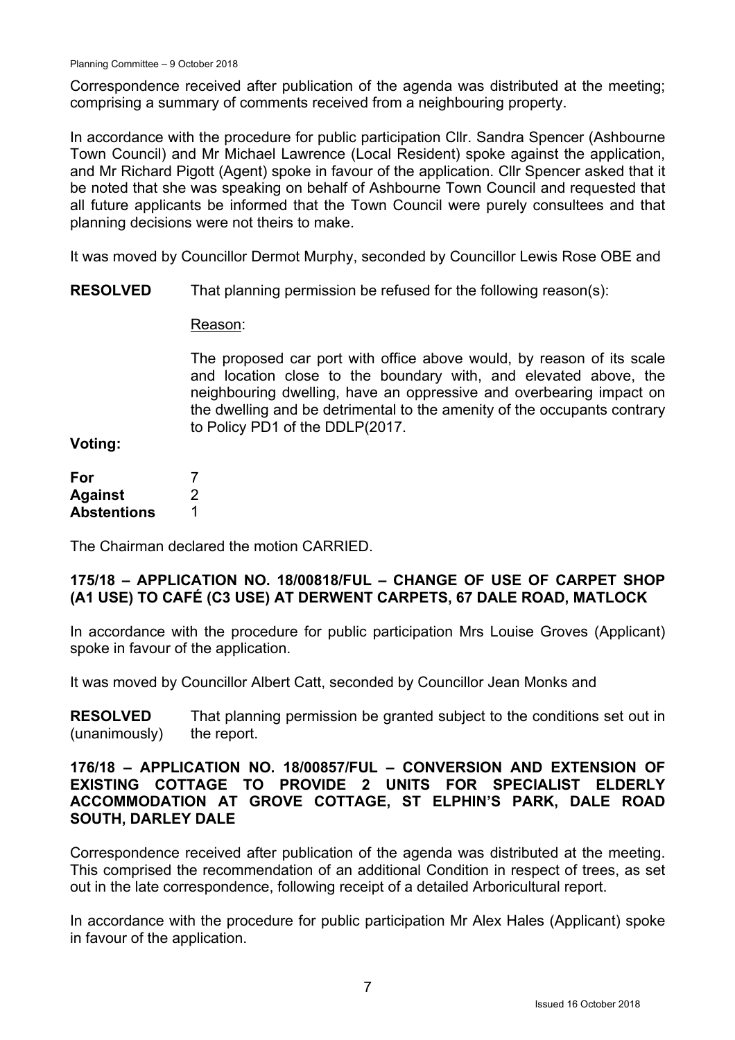Correspondence received after publication of the agenda was distributed at the meeting; comprising a summary of comments received from a neighbouring property.

In accordance with the procedure for public participation Cllr. Sandra Spencer (Ashbourne Town Council) and Mr Michael Lawrence (Local Resident) spoke against the application, and Mr Richard Pigott (Agent) spoke in favour of the application. Cllr Spencer asked that it be noted that she was speaking on behalf of Ashbourne Town Council and requested that all future applicants be informed that the Town Council were purely consultees and that planning decisions were not theirs to make.

It was moved by Councillor Dermot Murphy, seconded by Councillor Lewis Rose OBE and

**RESOLVED** That planning permission be refused for the following reason(s):

Reason:

The proposed car port with office above would, by reason of its scale and location close to the boundary with, and elevated above, the neighbouring dwelling, have an oppressive and overbearing impact on the dwelling and be detrimental to the amenity of the occupants contrary to Policy PD1 of the DDLP(2017.

**Voting:**

| | |
|---|---|
| **For** | 7 |
| **Against** | 2 |
| **Abstentions** | 1 |

The Chairman declared the motion CARRIED.

## 175/18 – APPLICATION NO. 18/00818/FUL – CHANGE OF USE OF CARPET SHOP (A1 USE) TO CAFÉ (C3 USE) AT DERWENT CARPETS, 67 DALE ROAD, MATLOCK

In accordance with the procedure for public participation Mrs Louise Groves (Applicant) spoke in favour of the application.

It was moved by Councillor Albert Catt, seconded by Councillor Jean Monks and

**RESOLVED** (unanimously) That planning permission be granted subject to the conditions set out in the report.

## 176/18 – APPLICATION NO. 18/00857/FUL – CONVERSION AND EXTENSION OF EXISTING COTTAGE TO PROVIDE 2 UNITS FOR SPECIALIST ELDERLY ACCOMMODATION AT GROVE COTTAGE, ST ELPHIN'S PARK, DALE ROAD SOUTH, DARLEY DALE

Correspondence received after publication of the agenda was distributed at the meeting. This comprised the recommendation of an additional Condition in respect of trees, as set out in the late correspondence, following receipt of a detailed Arboricultural report.

In accordance with the procedure for public participation Mr Alex Hales (Applicant) spoke in favour of the application.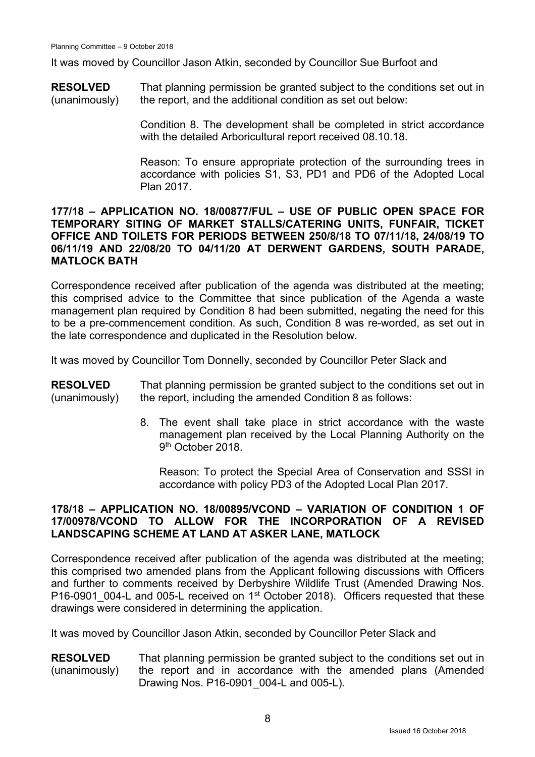It was moved by Councillor Jason Atkin, seconded by Councillor Sue Burfoot and

**RESOLVED** (unanimously) That planning permission be granted subject to the conditions set out in the report, and the additional condition as set out below:

Condition 8. The development shall be completed in strict accordance with the detailed Arboricultural report received 08.10.18.

Reason: To ensure appropriate protection of the surrounding trees in accordance with policies S1, S3, PD1 and PD6 of the Adopted Local Plan 2017.

## 177/18 – APPLICATION NO. 18/00877/FUL – USE OF PUBLIC OPEN SPACE FOR TEMPORARY SITING OF MARKET STALLS/CATERING UNITS, FUNFAIR, TICKET OFFICE AND TOILETS FOR PERIODS BETWEEN 250/8/18 TO 07/11/18, 24/08/19 TO 06/11/19 AND 22/08/20 TO 04/11/20 AT DERWENT GARDENS, SOUTH PARADE, MATLOCK BATH

Correspondence received after publication of the agenda was distributed at the meeting; this comprised advice to the Committee that since publication of the Agenda a waste management plan required by Condition 8 had been submitted, negating the need for this to be a pre-commencement condition. As such, Condition 8 was re-worded, as set out in the late correspondence and duplicated in the Resolution below.

It was moved by Councillor Tom Donnelly, seconded by Councillor Peter Slack and

**RESOLVED** (unanimously) That planning permission be granted subject to the conditions set out in the report, including the amended Condition 8 as follows:

8. The event shall take place in strict accordance with the waste management plan received by the Local Planning Authority on the 9th October 2018.

   Reason: To protect the Special Area of Conservation and SSSI in accordance with policy PD3 of the Adopted Local Plan 2017.

## 178/18 – APPLICATION NO. 18/00895/VCOND – VARIATION OF CONDITION 1 OF 17/00978/VCOND TO ALLOW FOR THE INCORPORATION OF A REVISED LANDSCAPING SCHEME AT LAND AT ASKER LANE, MATLOCK

Correspondence received after publication of the agenda was distributed at the meeting; this comprised two amended plans from the Applicant following discussions with Officers and further to comments received by Derbyshire Wildlife Trust (Amended Drawing Nos. P16-0901_004-L and 005-L received on 1st October 2018). Officers requested that these drawings were considered in determining the application.

It was moved by Councillor Jason Atkin, seconded by Councillor Peter Slack and

**RESOLVED** (unanimously) That planning permission be granted subject to the conditions set out in the report and in accordance with the amended plans (Amended Drawing Nos. P16-0901_004-L and 005-L).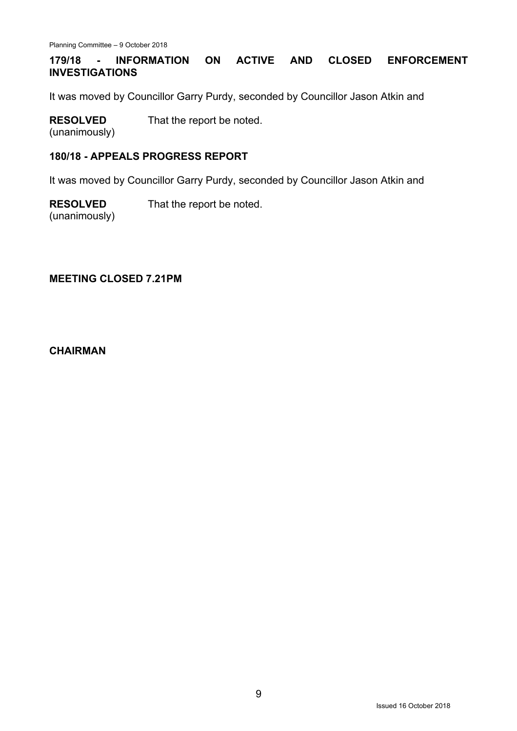## 179/18 - INFORMATION ON ACTIVE AND CLOSED ENFORCEMENT INVESTIGATIONS

It was moved by Councillor Garry Purdy, seconded by Councillor Jason Atkin and

**RESOLVED** (unanimously) That the report be noted.

## 180/18 - APPEALS PROGRESS REPORT

It was moved by Councillor Garry Purdy, seconded by Councillor Jason Atkin and

**RESOLVED** (unanimously) That the report be noted.

**MEETING CLOSED 7.21PM**

**CHAIRMAN**

Issued 16 October 2018